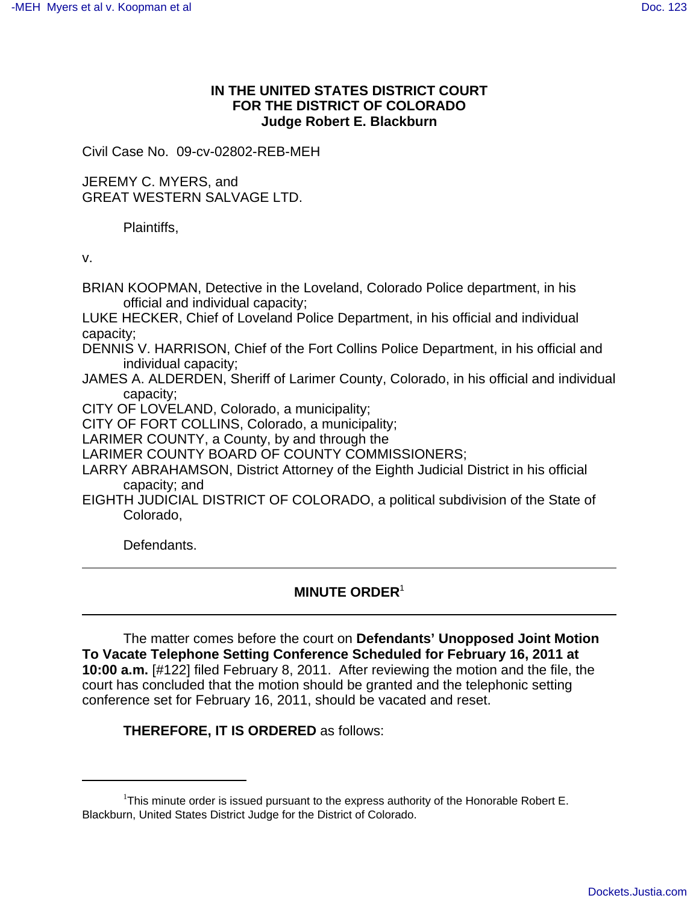**IN THE UNITED STATES DISTRICT COURT**
**FOR THE DISTRICT OF COLORADO**
**Judge Robert E. Blackburn**

Civil Case No. 09-cv-02802-REB-MEH

JEREMY C. MYERS, and
GREAT WESTERN SALVAGE LTD.

Plaintiffs,

v.

BRIAN KOOPMAN, Detective in the Loveland, Colorado Police department, in his official and individual capacity;
LUKE HECKER, Chief of Loveland Police Department, in his official and individual capacity;
DENNIS V. HARRISON, Chief of the Fort Collins Police Department, in his official and individual capacity;
JAMES A. ALDERDEN, Sheriff of Larimer County, Colorado, in his official and individual capacity;
CITY OF LOVELAND, Colorado, a municipality;
CITY OF FORT COLLINS, Colorado, a municipality;
LARIMER COUNTY, a County, by and through the
LARIMER COUNTY BOARD OF COUNTY COMMISSIONERS;
LARRY ABRAHAMSON, District Attorney of the Eighth Judicial District in his official capacity; and
EIGHTH JUDICIAL DISTRICT OF COLORADO, a political subdivision of the State of Colorado,

Defendants.

---

**MINUTE ORDER**[1]

---

The matter comes before the court on **Defendants' Unopposed Joint Motion To Vacate Telephone Setting Conference Scheduled for February 16, 2011 at 10:00 a.m.** [#122] filed February 8, 2011. After reviewing the motion and the file, the court has concluded that the motion should be granted and the telephonic setting conference set for February 16, 2011, should be vacated and reset.

**THEREFORE, IT IS ORDERED** as follows:

---

[1] This minute order is issued pursuant to the express authority of the Honorable Robert E. Blackburn, United States District Judge for the District of Colorado.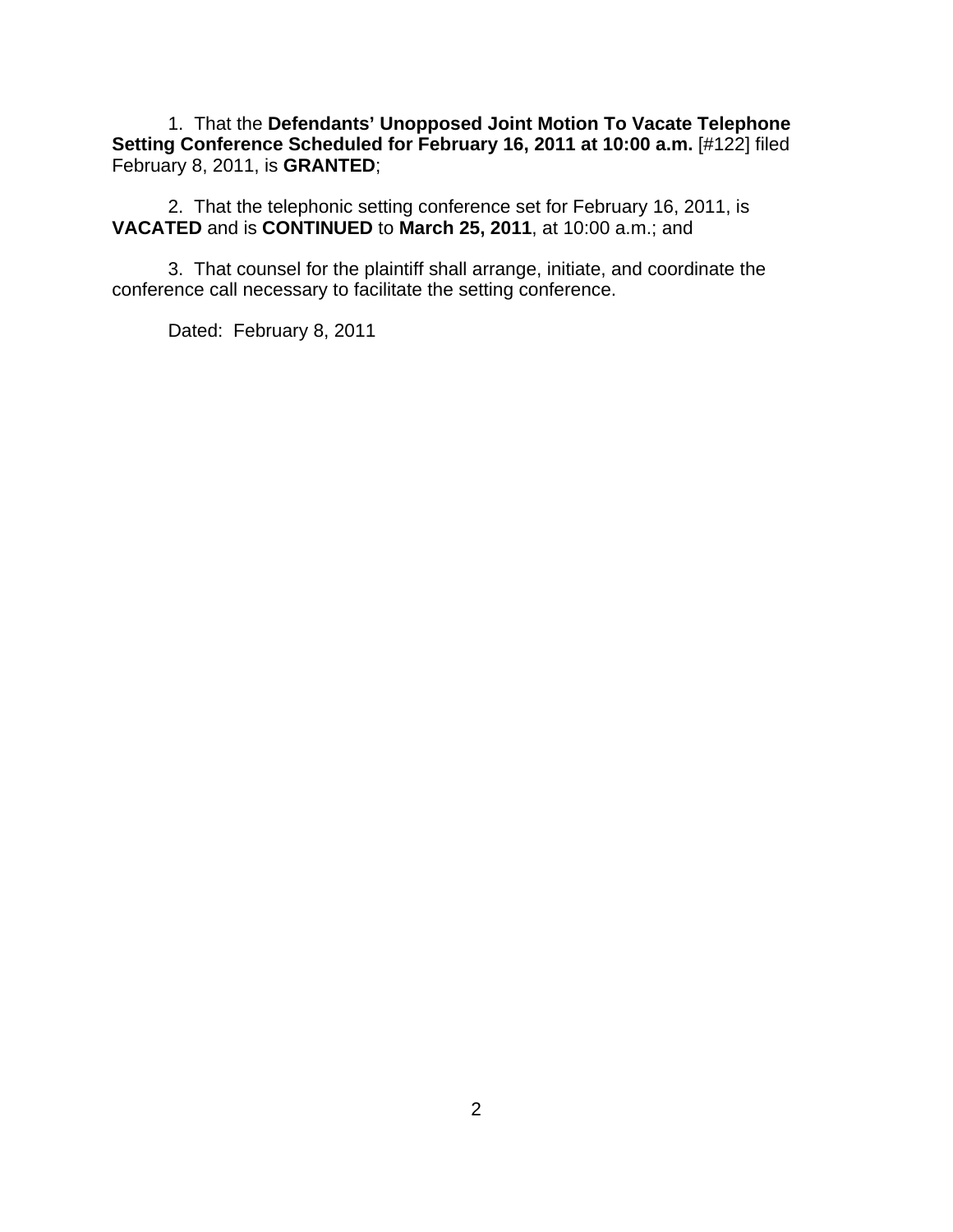1. That the **Defendants' Unopposed Joint Motion To Vacate Telephone Setting Conference Scheduled for February 16, 2011 at 10:00 a.m.** [#122] filed February 8, 2011, is **GRANTED**;

2. That the telephonic setting conference set for February 16, 2011, is **VACATED** and is **CONTINUED** to **March 25, 2011**, at 10:00 a.m.; and

3. That counsel for the plaintiff shall arrange, initiate, and coordinate the conference call necessary to facilitate the setting conference.

Dated: February 8, 2011